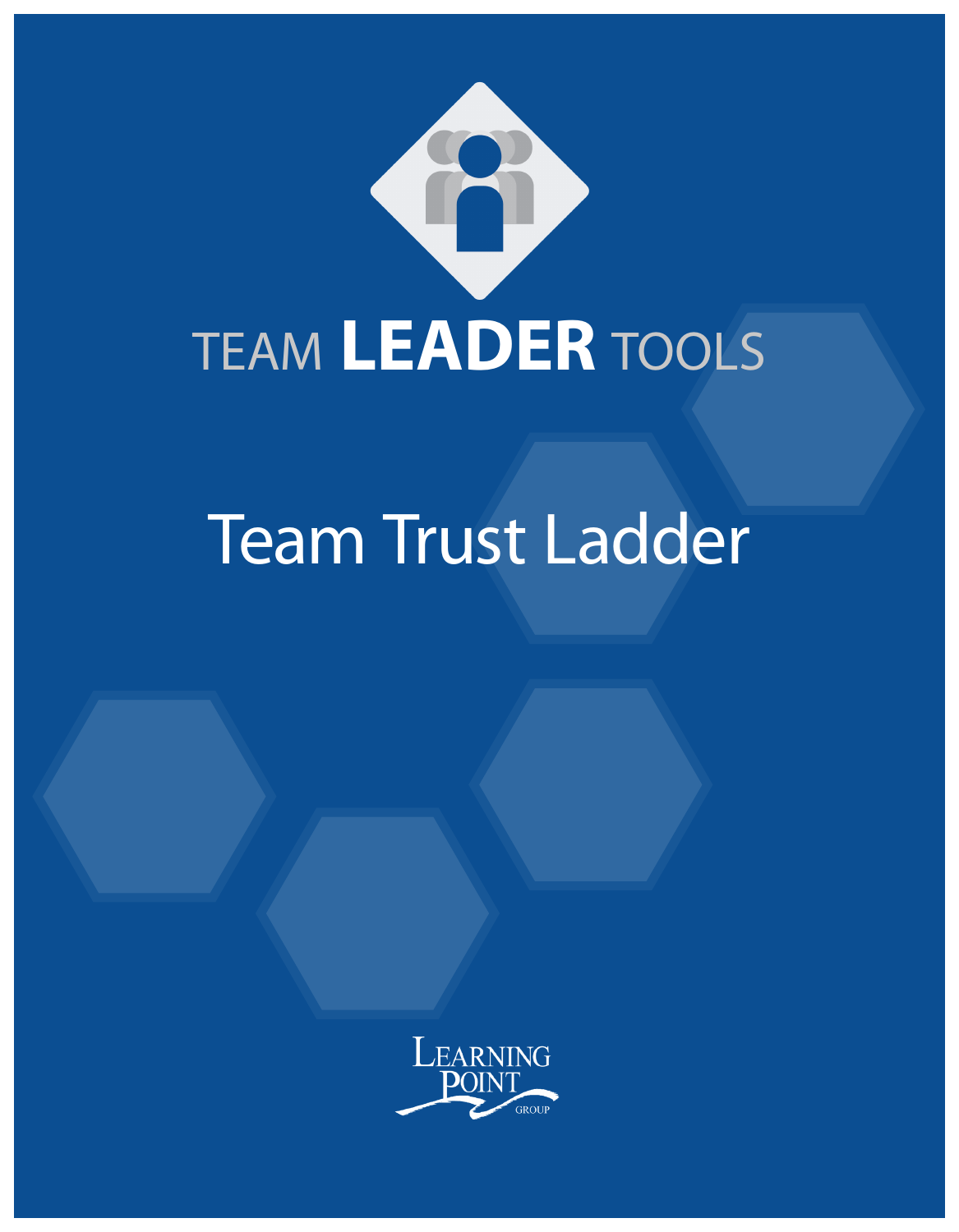TEAM **LEADER** TOOLS

# Team Trust Ladder

LEARNING POINT GROUP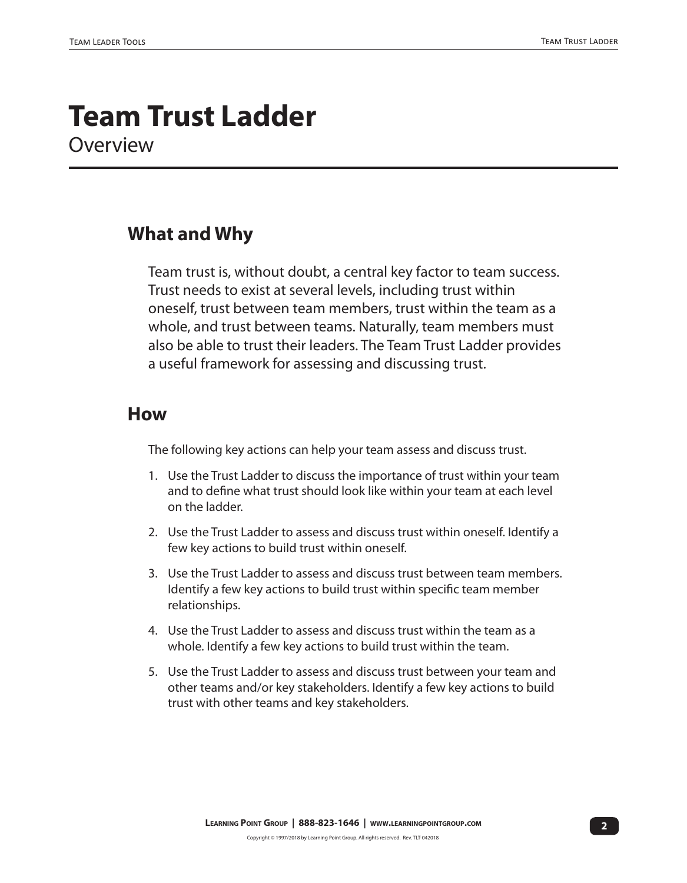# Team Trust Ladder

Overview

## What and Why

Team trust is, without doubt, a central key factor to team success. Trust needs to exist at several levels, including trust within oneself, trust between team members, trust within the team as a whole, and trust between teams. Naturally, team members must also be able to trust their leaders. The Team Trust Ladder provides a useful framework for assessing and discussing trust.

## How

The following key actions can help your team assess and discuss trust.

1. Use the Trust Ladder to discuss the importance of trust within your team and to define what trust should look like within your team at each level on the ladder.
2. Use the Trust Ladder to assess and discuss trust within oneself. Identify a few key actions to build trust within oneself.
3. Use the Trust Ladder to assess and discuss trust between team members. Identify a few key actions to build trust within specific team member relationships.
4. Use the Trust Ladder to assess and discuss trust within the team as a whole. Identify a few key actions to build trust within the team.
5. Use the Trust Ladder to assess and discuss trust between your team and other teams and/or key stakeholders. Identify a few key actions to build trust with other teams and key stakeholders.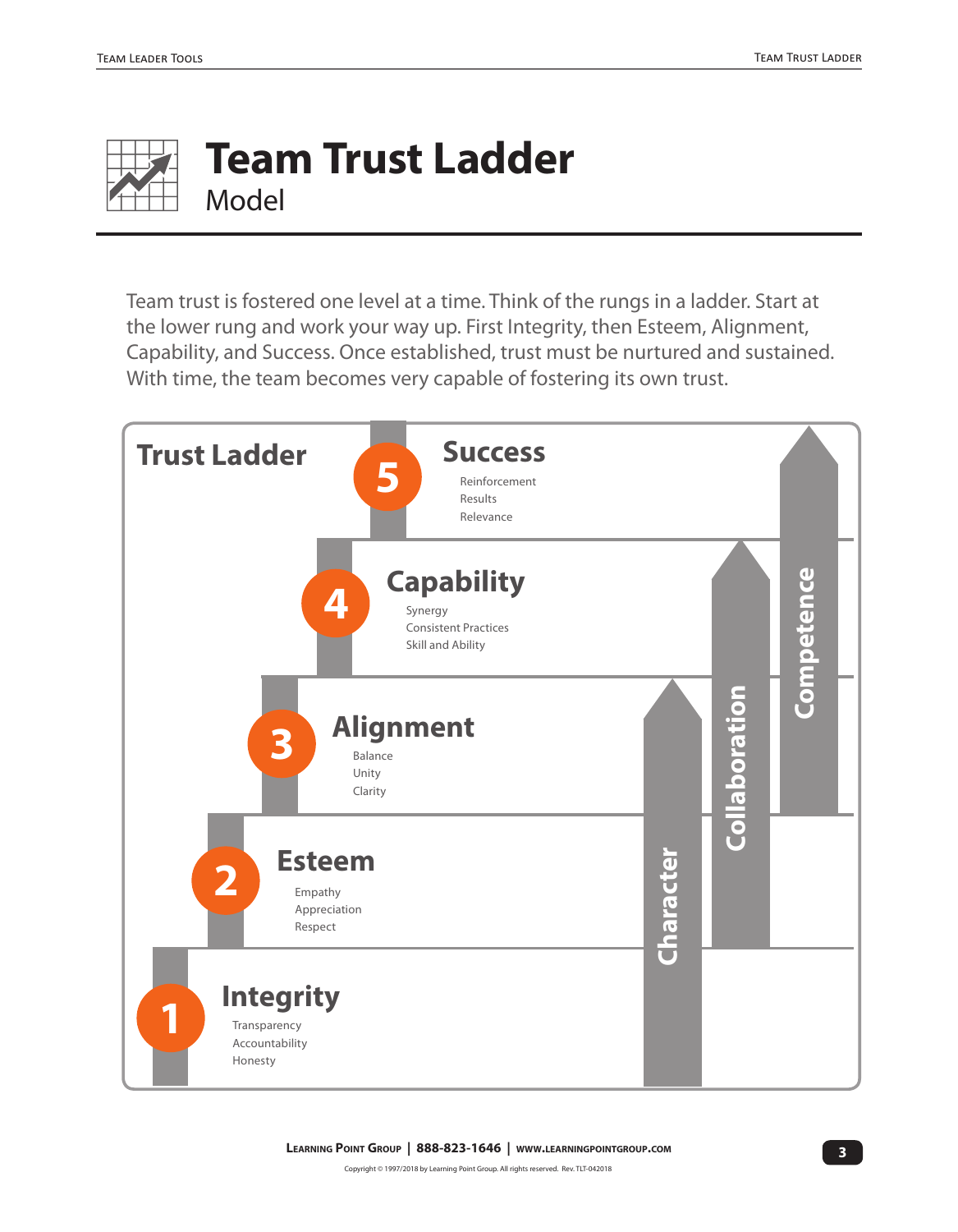# Team Trust Ladder

## Model

Team trust is fostered one level at a time. Think of the rungs in a ladder. Start at the lower rung and work your way up. First Integrity, then Esteem, Alignment, Capability, and Success. Once established, trust must be nurtured and sustained. With time, the team becomes very capable of fostering its own trust.

### Trust Ladder

**5 Success**
- Reinforcement
- Results
- Relevance

**4 Capability**
- Synergy
- Consistent Practices
- Skill and Ability

**3 Alignment**
- Balance
- Unity
- Clarity

**2 Esteem**
- Empathy
- Appreciation
- Respect

**1 Integrity**
- Transparency
- Accountability
- Honesty

Character | Collaboration | Competence

**Learning Point Group** | 888-823-1646 | www.learningpointgroup.com

Copyright © 1997/2018 by Learning Point Group. All rights reserved. Rev. TLT-042018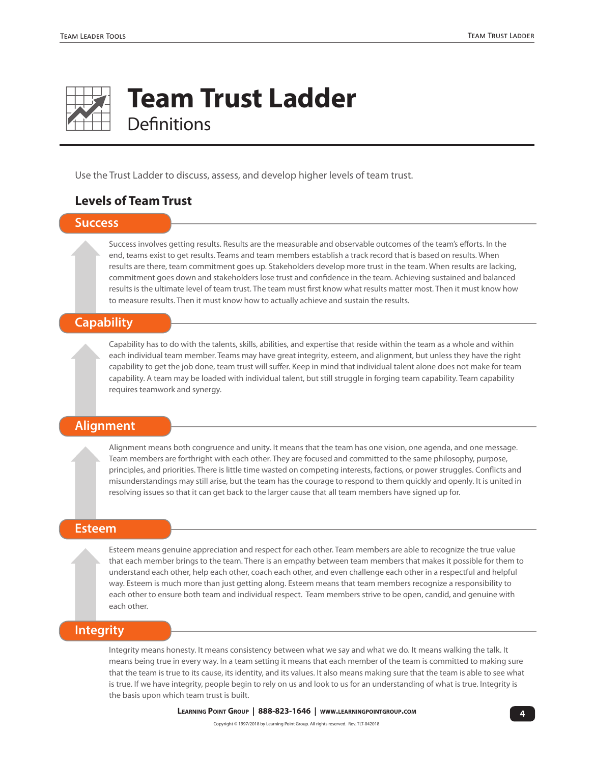# Team Trust Ladder

## Definitions

Use the Trust Ladder to discuss, assess, and develop higher levels of team trust.

### Levels of Team Trust

#### Success

Success involves getting results. Results are the measurable and observable outcomes of the team's efforts. In the end, teams exist to get results. Teams and team members establish a track record that is based on results. When results are there, team commitment goes up. Stakeholders develop more trust in the team. When results are lacking, commitment goes down and stakeholders lose trust and confidence in the team. Achieving sustained and balanced results is the ultimate level of team trust. The team must first know what results matter most. Then it must know how to measure results. Then it must know how to actually achieve and sustain the results.

#### Capability

Capability has to do with the talents, skills, abilities, and expertise that reside within the team as a whole and within each individual team member. Teams may have great integrity, esteem, and alignment, but unless they have the right capability to get the job done, team trust will suffer. Keep in mind that individual talent alone does not make for team capability. A team may be loaded with individual talent, but still struggle in forging team capability. Team capability requires teamwork and synergy.

#### Alignment

Alignment means both congruence and unity. It means that the team has one vision, one agenda, and one message. Team members are forthright with each other. They are focused and committed to the same philosophy, purpose, principles, and priorities. There is little time wasted on competing interests, factions, or power struggles. Conflicts and misunderstandings may still arise, but the team has the courage to respond to them quickly and openly. It is united in resolving issues so that it can get back to the larger cause that all team members have signed up for.

#### Esteem

Esteem means genuine appreciation and respect for each other. Team members are able to recognize the true value that each member brings to the team. There is an empathy between team members that makes it possible for them to understand each other, help each other, coach each other, and even challenge each other in a respectful and helpful way. Esteem is much more than just getting along. Esteem means that team members recognize a responsibility to each other to ensure both team and individual respect. Team members strive to be open, candid, and genuine with each other.

#### Integrity

Integrity means honesty. It means consistency between what we say and what we do. It means walking the talk. It means being true in every way. In a team setting it means that each member of the team is committed to making sure that the team is true to its cause, its identity, and its values. It also means making sure that the team is able to see what is true. If we have integrity, people begin to rely on us and look to us for an understanding of what is true. Integrity is the basis upon which team trust is built.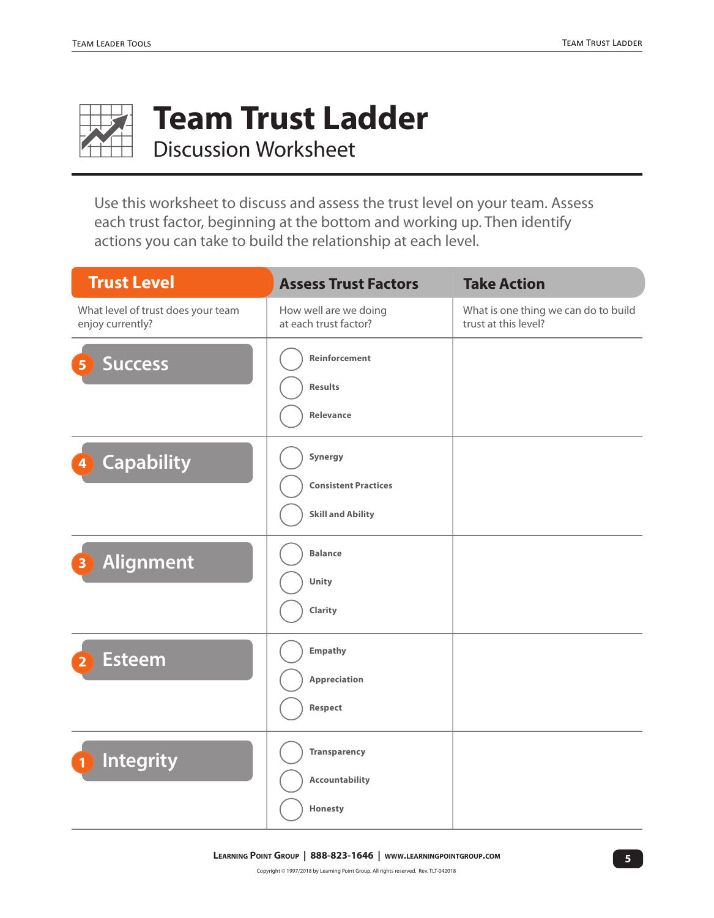# Team Trust Ladder

## Discussion Worksheet

Use this worksheet to discuss and assess the trust level on your team. Assess each trust factor, beginning at the bottom and working up. Then identify actions you can take to build the relationship at each level.

| Trust Level | Assess Trust Factors | Take Action |
|---|---|---|
| What level of trust does your team enjoy currently? | How well are we doing at each trust factor? | What is one thing we can do to build trust at this level? |
| 5 Success | ◯ Reinforcement<br>◯ Results<br>◯ Relevance | |
| 4 Capability | ◯ Synergy<br>◯ Consistent Practices<br>◯ Skill and Ability | |
| 3 Alignment | ◯ Balance<br>◯ Unity<br>◯ Clarity | |
| 2 Esteem | ◯ Empathy<br>◯ Appreciation<br>◯ Respect | |
| 1 Integrity | ◯ Transparency<br>◯ Accountability<br>◯ Honesty | |

Learning Point Group | 888-823-1646 | www.learningpointgroup.com

Copyright © 1997/2018 by Learning Point Group. All rights reserved. Rev. TLT-042018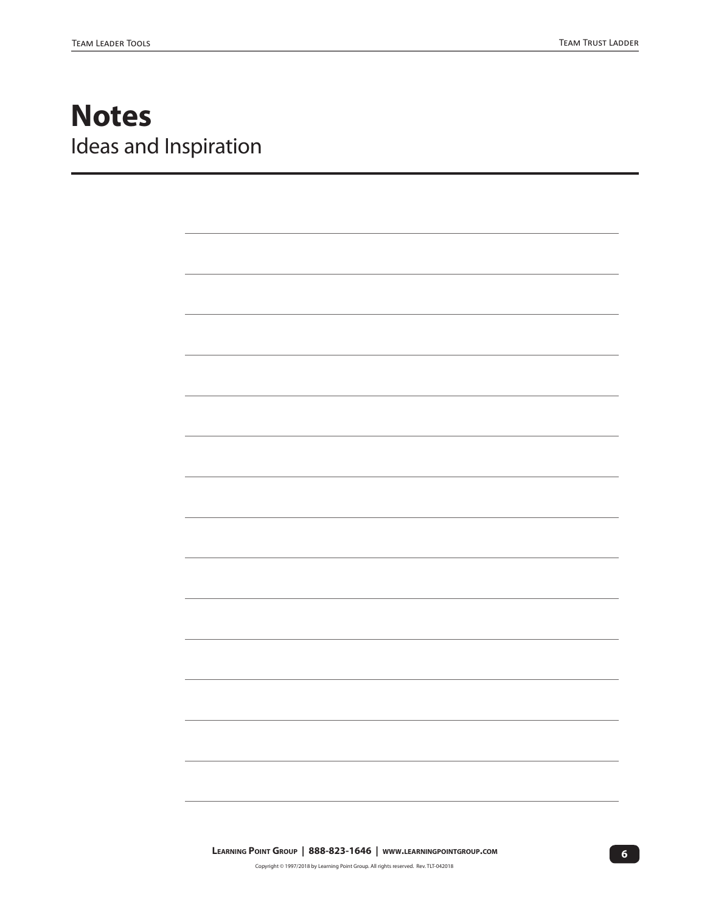# Notes

Ideas and Inspiration